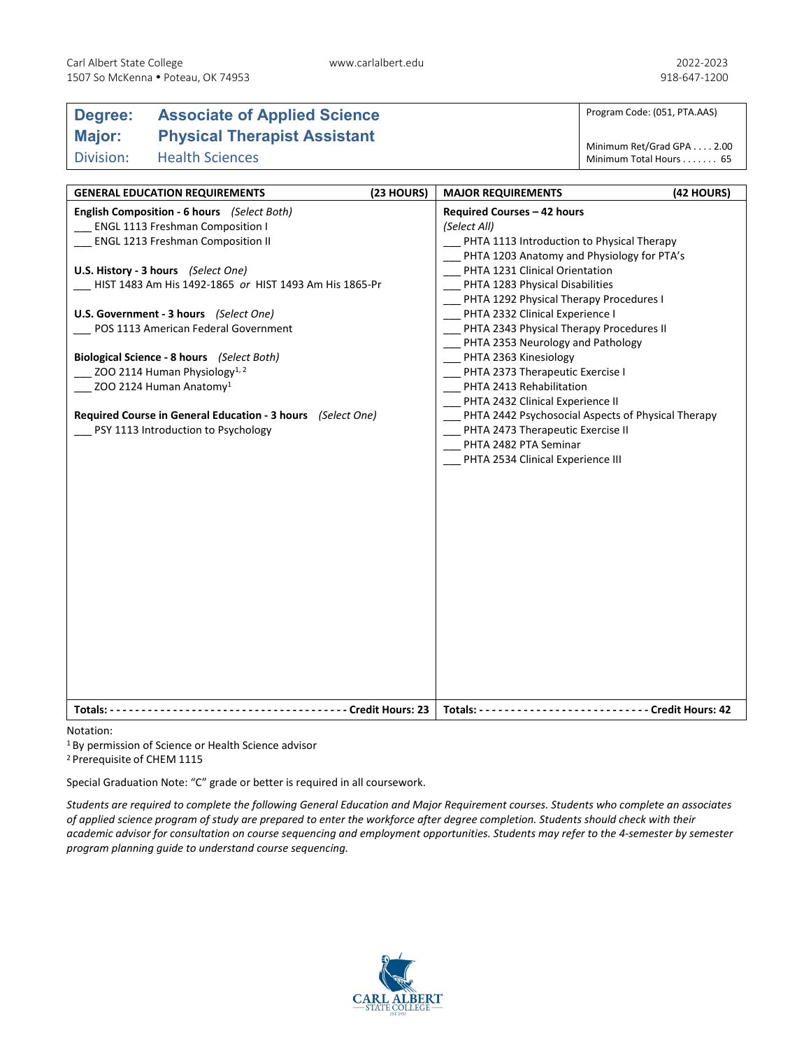Carl Albert State College
1507 So McKenna • Poteau, OK 74953

www.carlalbert.edu

2022-2023
918-647-1200

| **Degree:** | **Associate of Applied Science** | Program Code: (051, PTA.AAS) |
|---|---|---|
| **Major:** | **Physical Therapist Assistant** | Minimum Ret/Grad GPA . . . . 2.00 |
| Division: | Health Sciences | Minimum Total Hours . . . . . . . 65 |

## GENERAL EDUCATION REQUIREMENTS (23 HOURS)

**English Composition - 6 hours** *(Select Both)*
___ ENGL 1113 Freshman Composition I
___ ENGL 1213 Freshman Composition II

**U.S. History - 3 hours** *(Select One)*
___ HIST 1483 Am His 1492-1865 *or* HIST 1493 Am His 1865-Pr

**U.S. Government - 3 hours** *(Select One)*
___ POS 1113 American Federal Government

**Biological Science - 8 hours** *(Select Both)*
___ ZOO 2114 Human Physiology[1, 2]
___ ZOO 2124 Human Anatomy[1]

**Required Course in General Education - 3 hours** *(Select One)*
___ PSY 1113 Introduction to Psychology

**Totals: - - - - - - - - - - - - - - - - - - - - - - - - - - - - - - - - - - - - - - Credit Hours: 23**

## MAJOR REQUIREMENTS (42 HOURS)

**Required Courses – 42 hours**
*(Select All)*
___ PHTA 1113 Introduction to Physical Therapy
___ PHTA 1203 Anatomy and Physiology for PTA's
___ PHTA 1231 Clinical Orientation
___ PHTA 1283 Physical Disabilities
___ PHTA 1292 Physical Therapy Procedures I
___ PHTA 2332 Clinical Experience I
___ PHTA 2343 Physical Therapy Procedures II
___ PHTA 2353 Neurology and Pathology
___ PHTA 2363 Kinesiology
___ PHTA 2373 Therapeutic Exercise I
___ PHTA 2413 Rehabilitation
___ PHTA 2432 Clinical Experience II
___ PHTA 2442 Psychosocial Aspects of Physical Therapy
___ PHTA 2473 Therapeutic Exercise II
___ PHTA 2482 PTA Seminar
___ PHTA 2534 Clinical Experience III

**Totals: - - - - - - - - - - - - - - - - - - - - - - - - - - - Credit Hours: 42**

Notation:
[1] By permission of Science or Health Science advisor
[2] Prerequisite of CHEM 1115

Special Graduation Note: "C" grade or better is required in all coursework.

*Students are required to complete the following General Education and Major Requirement courses. Students who complete an associates of applied science program of study are prepared to enter the workforce after degree completion. Students should check with their academic advisor for consultation on course sequencing and employment opportunities. Students may refer to the 4-semester by semester program planning guide to understand course sequencing.*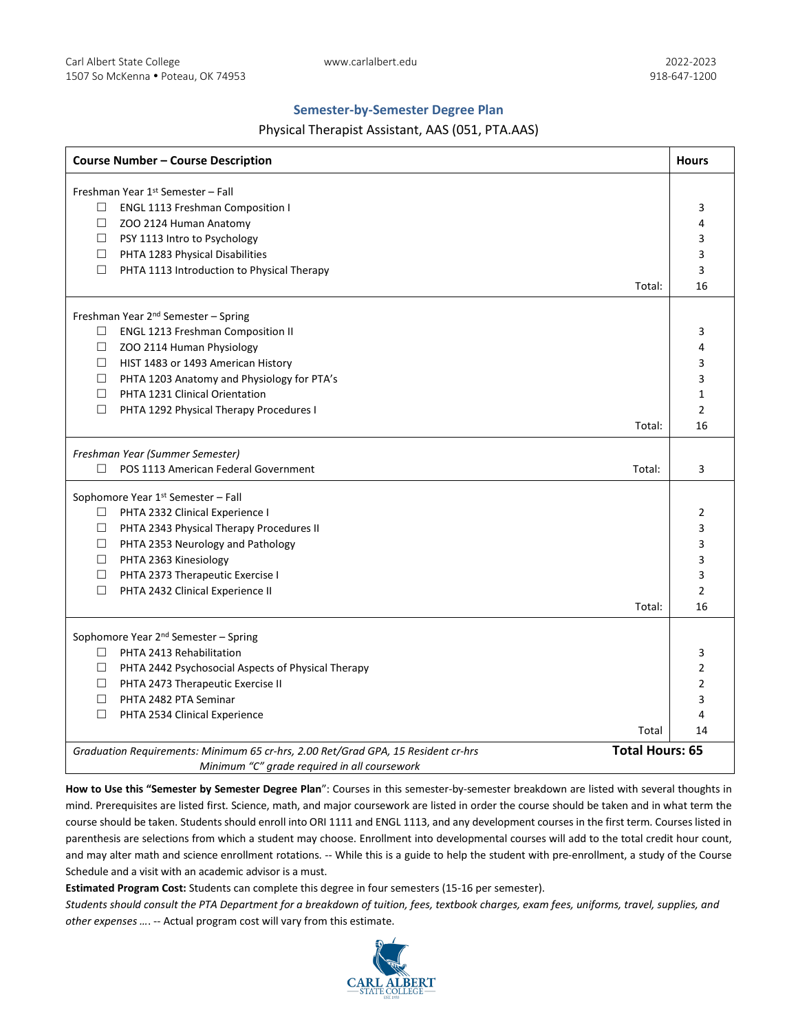Carl Albert State College
1507 So McKenna • Poteau, OK 74953

www.carlalbert.edu

2022-2023
918-647-1200

## Semester-by-Semester Degree Plan

Physical Therapist Assistant, AAS (051, PTA.AAS)

| Course Number – Course Description | Hours |
|---|---|
| **Freshman Year 1st Semester – Fall** | |
| ☐ ENGL 1113 Freshman Composition I | 3 |
| ☐ ZOO 2124 Human Anatomy | 4 |
| ☐ PSY 1113 Intro to Psychology | 3 |
| ☐ PHTA 1283 Physical Disabilities | 3 |
| ☐ PHTA 1113 Introduction to Physical Therapy | 3 |
| Total: | 16 |
| **Freshman Year 2nd Semester – Spring** | |
| ☐ ENGL 1213 Freshman Composition II | 3 |
| ☐ ZOO 2114 Human Physiology | 4 |
| ☐ HIST 1483 or 1493 American History | 3 |
| ☐ PHTA 1203 Anatomy and Physiology for PTA's | 3 |
| ☐ PHTA 1231 Clinical Orientation | 1 |
| ☐ PHTA 1292 Physical Therapy Procedures I | 2 |
| Total: | 16 |
| *Freshman Year (Summer Semester)* | |
| ☐ POS 1113 American Federal Government — Total: | 3 |
| **Sophomore Year 1st Semester – Fall** | |
| ☐ PHTA 2332 Clinical Experience I | 2 |
| ☐ PHTA 2343 Physical Therapy Procedures II | 3 |
| ☐ PHTA 2353 Neurology and Pathology | 3 |
| ☐ PHTA 2363 Kinesiology | 3 |
| ☐ PHTA 2373 Therapeutic Exercise I | 3 |
| ☐ PHTA 2432 Clinical Experience II | 2 |
| Total: | 16 |
| **Sophomore Year 2nd Semester – Spring** | |
| ☐ PHTA 2413 Rehabilitation | 3 |
| ☐ PHTA 2442 Psychosocial Aspects of Physical Therapy | 2 |
| ☐ PHTA 2473 Therapeutic Exercise II | 2 |
| ☐ PHTA 2482 PTA Seminar | 3 |
| ☐ PHTA 2534 Clinical Experience | 4 |
| Total | 14 |
| *Graduation Requirements: Minimum 65 cr-hrs, 2.00 Ret/Grad GPA, 15 Resident cr-hrs* *Minimum "C" grade required in all coursework* | **Total Hours: 65** |

**How to Use this "Semester by Semester Degree Plan"**: Courses in this semester-by-semester breakdown are listed with several thoughts in mind. Prerequisites are listed first. Science, math, and major coursework are listed in order the course should be taken and in what term the course should be taken. Students should enroll into ORI 1111 and ENGL 1113, and any development courses in the first term. Courses listed in parenthesis are selections from which a student may choose. Enrollment into developmental courses will add to the total credit hour count, and may alter math and science enrollment rotations. -- While this is a guide to help the student with pre-enrollment, a study of the Course Schedule and a visit with an academic advisor is a must.

**Estimated Program Cost:** Students can complete this degree in four semesters (15-16 per semester).

*Students should consult the PTA Department for a breakdown of tuition, fees, textbook charges, exam fees, uniforms, travel, supplies, and other expenses ….* -- Actual program cost will vary from this estimate.

CARL ALBERT STATE COLLEGE
EST. 1933